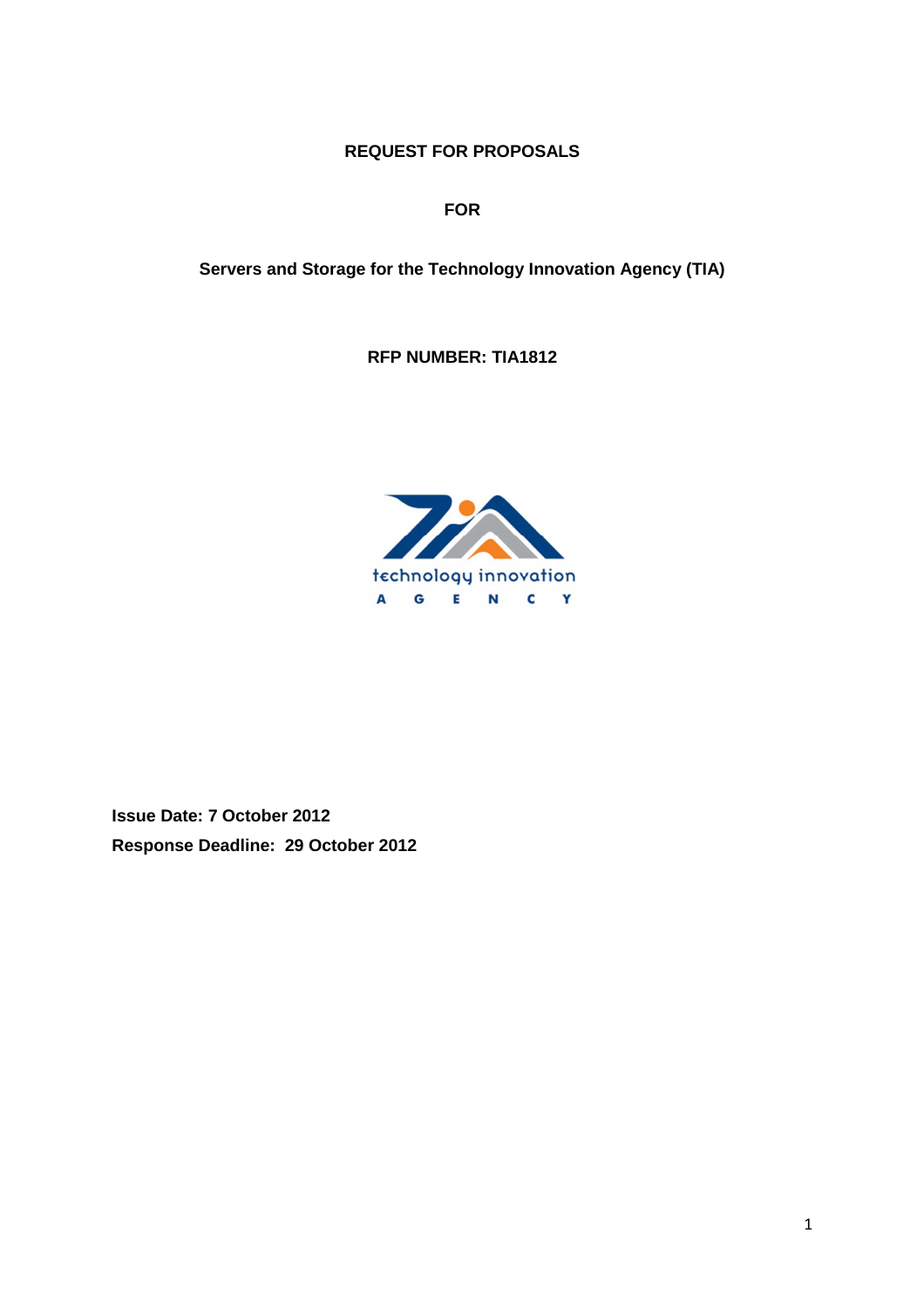# REQUEST FOR PROPOSALS

## FOR

## Servers and Storage for the Technology Innovation Agency (TIA)

## RFP NUMBER: TIA1812

technology innovation

A G E N C Y

**Issue Date: 7 October 2012**

**Response Deadline: 29 October 2012**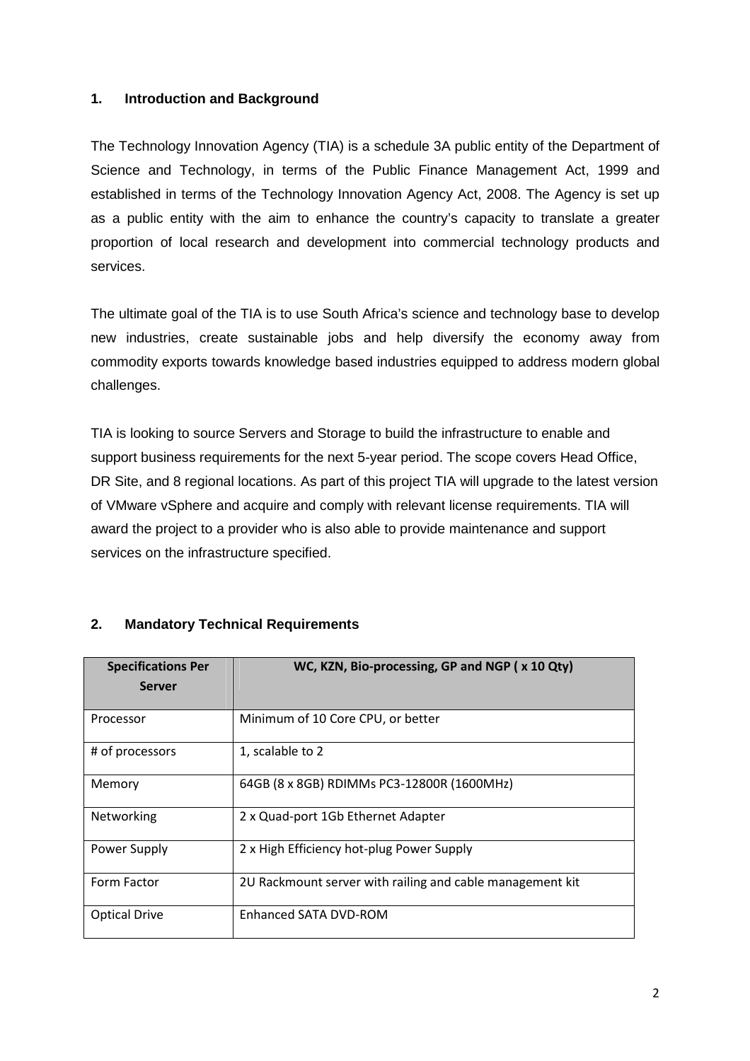## 1. Introduction and Background

The Technology Innovation Agency (TIA) is a schedule 3A public entity of the Department of Science and Technology, in terms of the Public Finance Management Act, 1999 and established in terms of the Technology Innovation Agency Act, 2008. The Agency is set up as a public entity with the aim to enhance the country's capacity to translate a greater proportion of local research and development into commercial technology products and services.

The ultimate goal of the TIA is to use South Africa's science and technology base to develop new industries, create sustainable jobs and help diversify the economy away from commodity exports towards knowledge based industries equipped to address modern global challenges.

TIA is looking to source Servers and Storage to build the infrastructure to enable and support business requirements for the next 5-year period. The scope covers Head Office, DR Site, and 8 regional locations. As part of this project TIA will upgrade to the latest version of VMware vSphere and acquire and comply with relevant license requirements. TIA will award the project to a provider who is also able to provide maintenance and support services on the infrastructure specified.

## 2. Mandatory Technical Requirements

| Specifications Per Server | WC, KZN, Bio-processing, GP and NGP ( x 10 Qty) |
|---|---|
| Processor | Minimum of 10 Core CPU, or better |
| # of processors | 1, scalable to 2 |
| Memory | 64GB (8 x 8GB) RDIMMs PC3-12800R (1600MHz) |
| Networking | 2 x Quad-port 1Gb Ethernet Adapter |
| Power Supply | 2 x High Efficiency hot-plug Power Supply |
| Form Factor | 2U Rackmount server with railing and cable management kit |
| Optical Drive | Enhanced SATA DVD-ROM |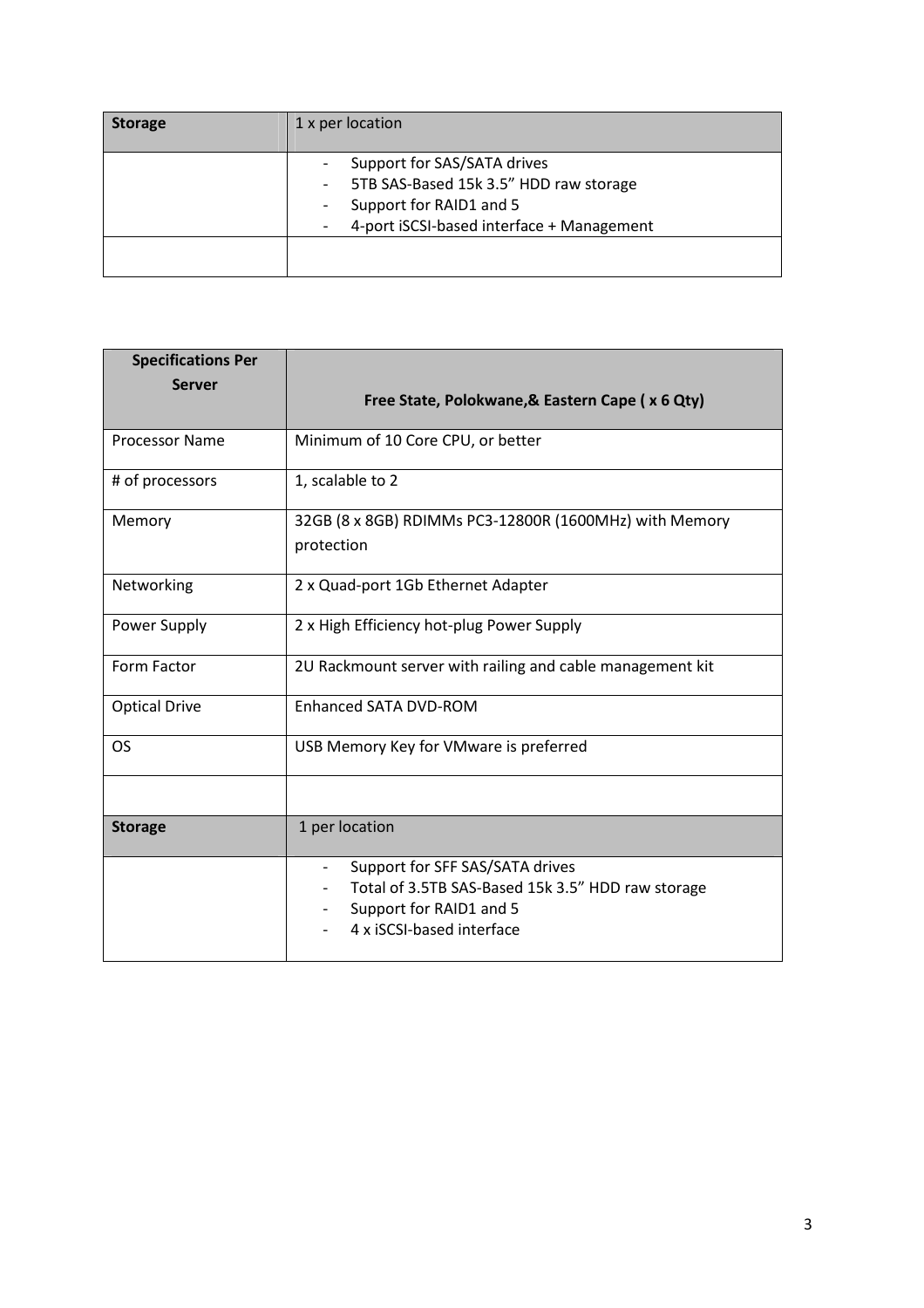| Storage | 1 x per location |
| --- | --- |
| | - Support for SAS/SATA drives<br>- 5TB SAS-Based 15k 3.5" HDD raw storage<br>- Support for RAID1 and 5<br>- 4-port iSCSI-based interface + Management |
| | |

| Specifications Per Server | Free State, Polokwane,& Eastern Cape ( x 6 Qty) |
| --- | --- |
| Processor Name | Minimum of 10 Core CPU, or better |
| # of processors | 1, scalable to 2 |
| Memory | 32GB (8 x 8GB) RDIMMs PC3-12800R (1600MHz) with Memory protection |
| Networking | 2 x Quad-port 1Gb Ethernet Adapter |
| Power Supply | 2 x High Efficiency hot-plug Power Supply |
| Form Factor | 2U Rackmount server with railing and cable management kit |
| Optical Drive | Enhanced SATA DVD-ROM |
| OS | USB Memory Key for VMware is preferred |
| | |
| **Storage** | 1 per location |
| | - Support for SFF SAS/SATA drives<br>- Total of 3.5TB SAS-Based 15k 3.5" HDD raw storage<br>- Support for RAID1 and 5<br>- 4 x iSCSI-based interface |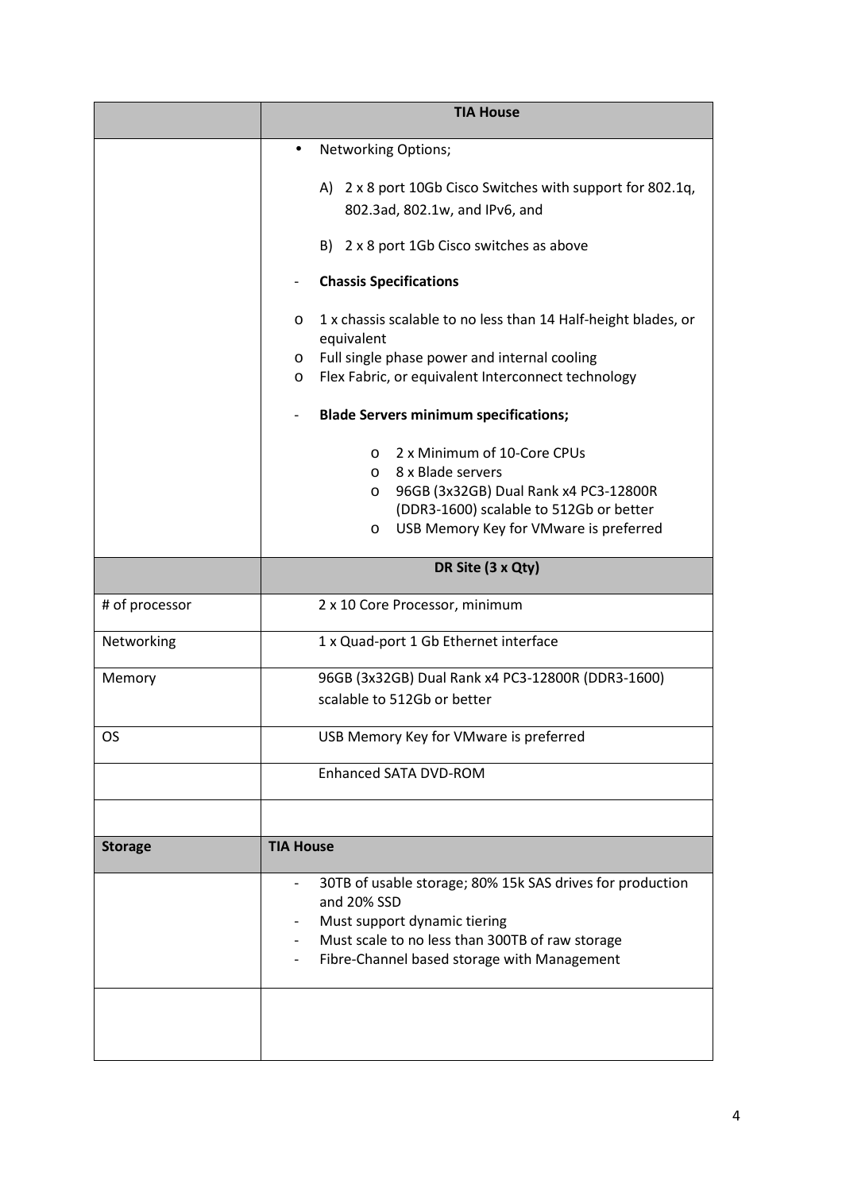| | TIA House |
|---|---|
| | • Networking Options;<br><br>A) 2 x 8 port 10Gb Cisco Switches with support for 802.1q, 802.3ad, 802.1w, and IPv6, and<br><br>B) 2 x 8 port 1Gb Cisco switches as above<br><br>- **Chassis Specifications**<br><br>o 1 x chassis scalable to no less than 14 Half-height blades, or equivalent<br>o Full single phase power and internal cooling<br>o Flex Fabric, or equivalent Interconnect technology<br><br>- **Blade Servers minimum specifications;**<br><br>o 2 x Minimum of 10-Core CPUs<br>o 8 x Blade servers<br>o 96GB (3x32GB) Dual Rank x4 PC3-12800R (DDR3-1600) scalable to 512Gb or better<br>o USB Memory Key for VMware is preferred |
| | **DR Site (3 x Qty)** |
| # of processor | 2 x 10 Core Processor, minimum |
| Networking | 1 x Quad-port 1 Gb Ethernet interface |
| Memory | 96GB (3x32GB) Dual Rank x4 PC3-12800R (DDR3-1600) scalable to 512Gb or better |
| OS | USB Memory Key for VMware is preferred |
| | Enhanced SATA DVD-ROM |
| | |
| **Storage** | **TIA House** |
| | - 30TB of usable storage; 80% 15k SAS drives for production and 20% SSD<br>- Must support dynamic tiering<br>- Must scale to no less than 300TB of raw storage<br>- Fibre-Channel based storage with Management |
| | |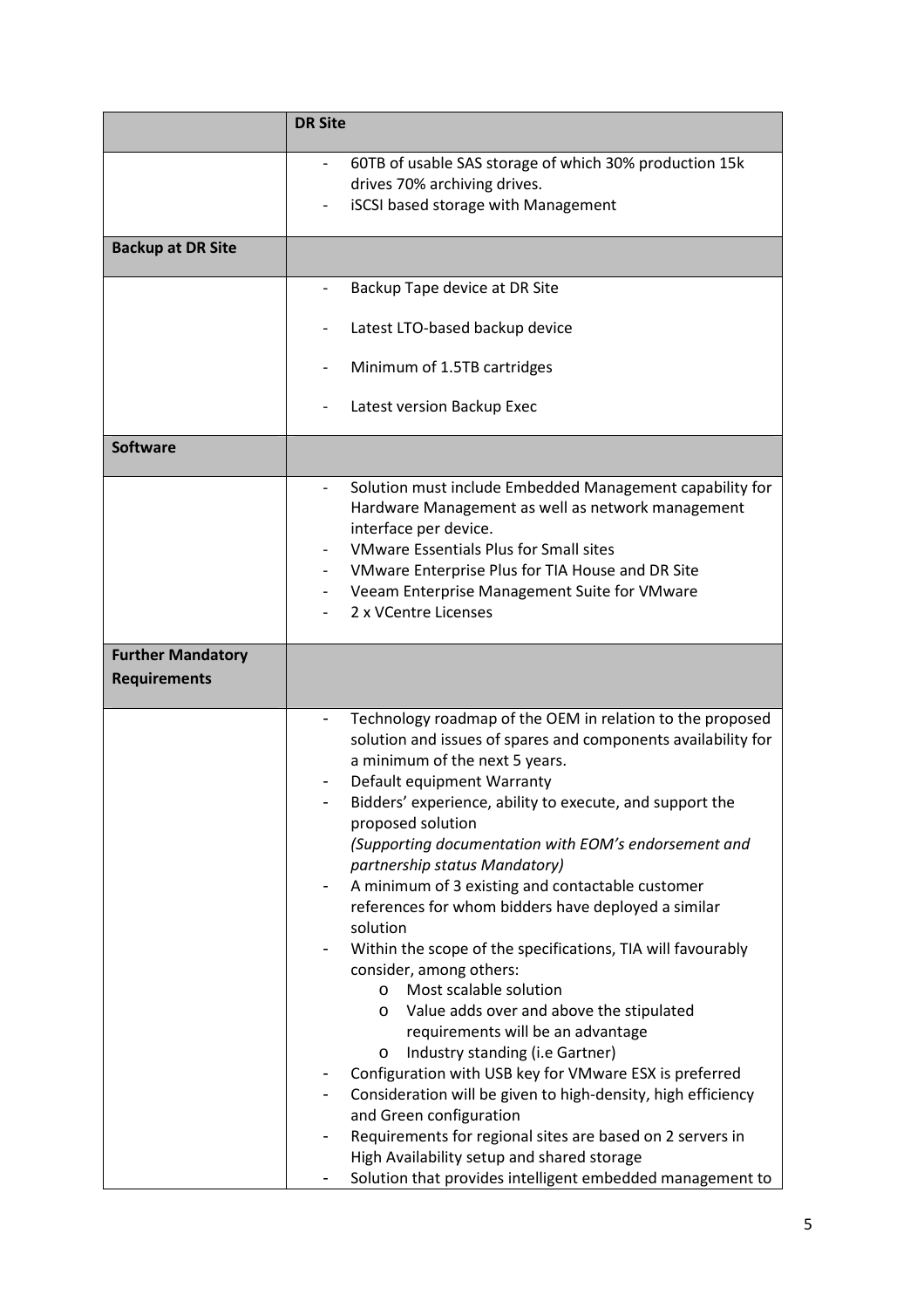| | DR Site |
|---|---|
| | - 60TB of usable SAS storage of which 30% production 15k drives 70% archiving drives.<br>- iSCSI based storage with Management |
| **Backup at DR Site** | |
| | - Backup Tape device at DR Site<br>- Latest LTO-based backup device<br>- Minimum of 1.5TB cartridges<br>- Latest version Backup Exec |
| **Software** | |
| | - Solution must include Embedded Management capability for Hardware Management as well as network management interface per device.<br>- VMware Essentials Plus for Small sites<br>- VMware Enterprise Plus for TIA House and DR Site<br>- Veeam Enterprise Management Suite for VMware<br>- 2 x VCentre Licenses |
| **Further Mandatory Requirements** | |
| | - Technology roadmap of the OEM in relation to the proposed solution and issues of spares and components availability for a minimum of the next 5 years.<br>- Default equipment Warranty<br>- Bidders' experience, ability to execute, and support the proposed solution *(Supporting documentation with EOM's endorsement and partnership status Mandatory)*<br>- A minimum of 3 existing and contactable customer references for whom bidders have deployed a similar solution<br>- Within the scope of the specifications, TIA will favourably consider, among others:<br>  o Most scalable solution<br>  o Value adds over and above the stipulated requirements will be an advantage<br>  o Industry standing (i.e Gartner)<br>- Configuration with USB key for VMware ESX is preferred<br>- Consideration will be given to high-density, high efficiency and Green configuration<br>- Requirements for regional sites are based on 2 servers in High Availability setup and shared storage<br>- Solution that provides intelligent embedded management to |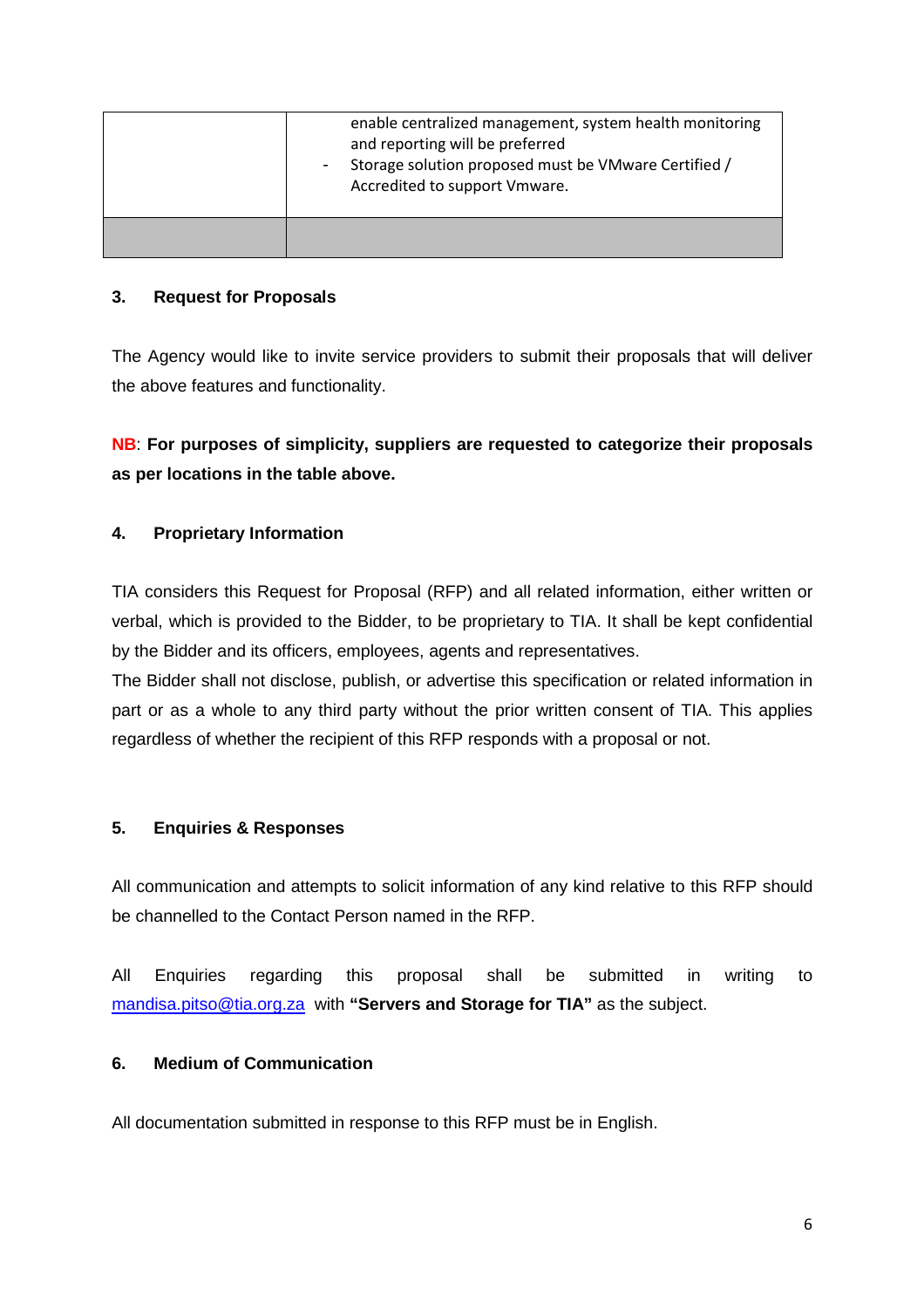|  |  |
|---|---|
|  | enable centralized management, system health monitoring and reporting will be preferred<br>- Storage solution proposed must be VMware Certified / Accredited to support Vmware. |
|  |  |

### 3. Request for Proposals

The Agency would like to invite service providers to submit their proposals that will deliver the above features and functionality.

**NB**: **For purposes of simplicity, suppliers are requested to categorize their proposals as per locations in the table above.**

### 4. Proprietary Information

TIA considers this Request for Proposal (RFP) and all related information, either written or verbal, which is provided to the Bidder, to be proprietary to TIA. It shall be kept confidential by the Bidder and its officers, employees, agents and representatives.

The Bidder shall not disclose, publish, or advertise this specification or related information in part or as a whole to any third party without the prior written consent of TIA. This applies regardless of whether the recipient of this RFP responds with a proposal or not.

### 5. Enquiries & Responses

All communication and attempts to solicit information of any kind relative to this RFP should be channelled to the Contact Person named in the RFP.

All Enquiries regarding this proposal shall be submitted in writing to mandisa.pitso@tia.org.za with **"Servers and Storage for TIA"** as the subject.

### 6. Medium of Communication

All documentation submitted in response to this RFP must be in English.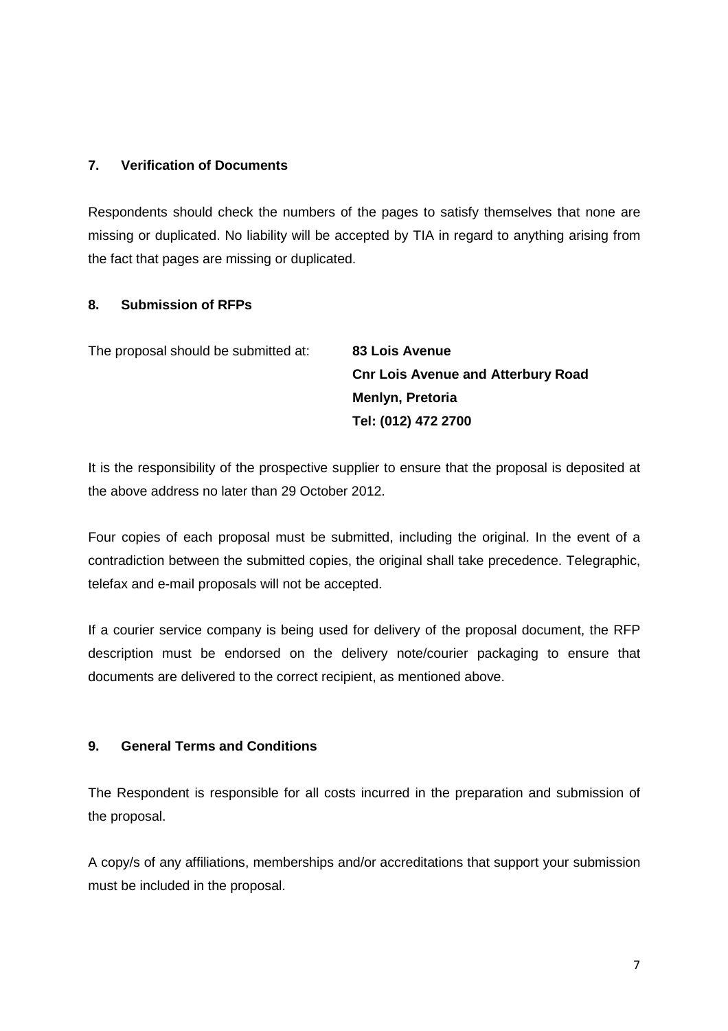## 7. Verification of Documents

Respondents should check the numbers of the pages to satisfy themselves that none are missing or duplicated. No liability will be accepted by TIA in regard to anything arising from the fact that pages are missing or duplicated.

## 8. Submission of RFPs

The proposal should be submitted at:

**83 Lois Avenue**
**Cnr Lois Avenue and Atterbury Road**
**Menlyn, Pretoria**
**Tel: (012) 472 2700**

It is the responsibility of the prospective supplier to ensure that the proposal is deposited at the above address no later than 29 October 2012.

Four copies of each proposal must be submitted, including the original. In the event of a contradiction between the submitted copies, the original shall take precedence. Telegraphic, telefax and e-mail proposals will not be accepted.

If a courier service company is being used for delivery of the proposal document, the RFP description must be endorsed on the delivery note/courier packaging to ensure that documents are delivered to the correct recipient, as mentioned above.

## 9. General Terms and Conditions

The Respondent is responsible for all costs incurred in the preparation and submission of the proposal.

A copy/s of any affiliations, memberships and/or accreditations that support your submission must be included in the proposal.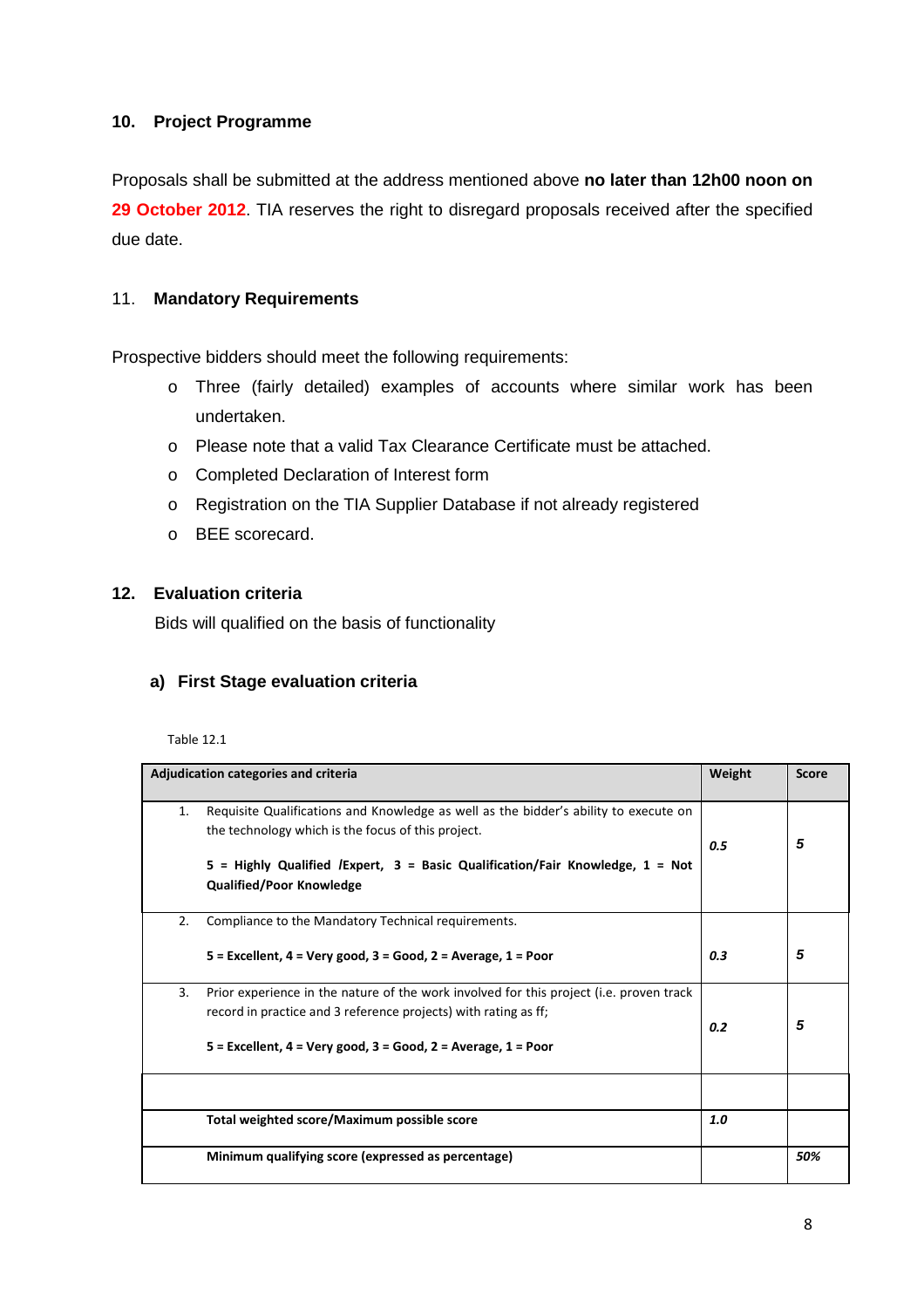## 10. Project Programme

Proposals shall be submitted at the address mentioned above **no later than 12h00 noon on 29 October 2012**. TIA reserves the right to disregard proposals received after the specified due date.

## 11. Mandatory Requirements

Prospective bidders should meet the following requirements:

- Three (fairly detailed) examples of accounts where similar work has been undertaken.
- Please note that a valid Tax Clearance Certificate must be attached.
- Completed Declaration of Interest form
- Registration on the TIA Supplier Database if not already registered
- BEE scorecard.

## 12. Evaluation criteria

Bids will qualified on the basis of functionality

### a) First Stage evaluation criteria

Table 12.1

| Adjudication categories and criteria | Weight | Score |
|---|---|---|
| 1. Requisite Qualifications and Knowledge as well as the bidder's ability to execute on the technology which is the focus of this project. **5 = Highly Qualified /Expert, 3 = Basic Qualification/Fair Knowledge, 1 = Not Qualified/Poor Knowledge** | *0.5* | *5* |
| 2. Compliance to the Mandatory Technical requirements. **5 = Excellent, 4 = Very good, 3 = Good, 2 = Average, 1 = Poor** | *0.3* | *5* |
| 3. Prior experience in the nature of the work involved for this project (i.e. proven track record in practice and 3 reference projects) with rating as ff; **5 = Excellent, 4 = Very good, 3 = Good, 2 = Average, 1 = Poor** | *0.2* | *5* |
| | | |
| **Total weighted score/Maximum possible score** | ***1.0*** | |
| **Minimum qualifying score (expressed as percentage)** | | ***50%*** |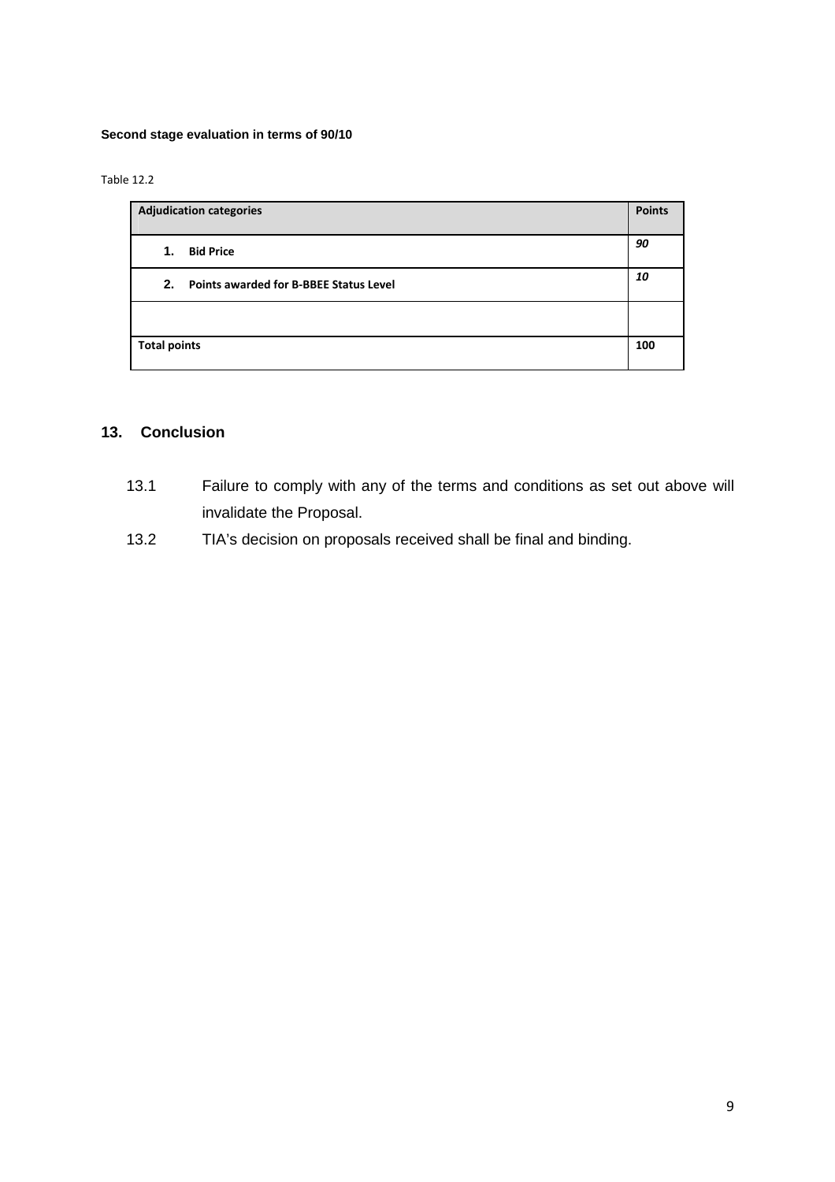**Second stage evaluation in terms of 90/10**

Table 12.2

| Adjudication categories | Points |
|---|---|
| **1. Bid Price** | ***90*** |
| **2. Points awarded for B-BBEE Status Level** | ***10*** |
| | |
| **Total points** | **100** |

## 13. Conclusion

13.1 Failure to comply with any of the terms and conditions as set out above will invalidate the Proposal.

13.2 TIA's decision on proposals received shall be final and binding.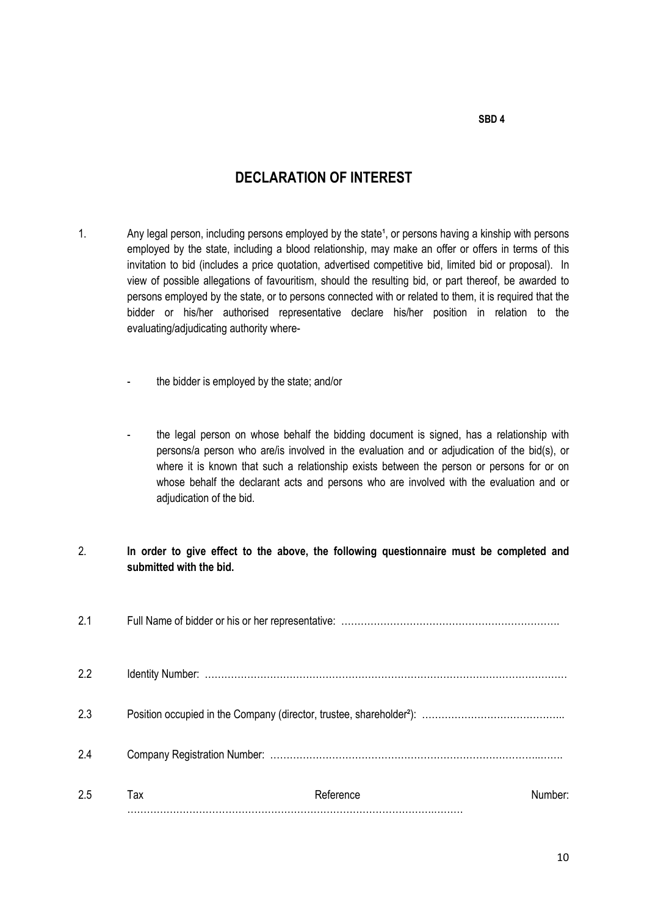**SBD 4**

# DECLARATION OF INTEREST

1. Any legal person, including persons employed by the state[1], or persons having a kinship with persons employed by the state, including a blood relationship, may make an offer or offers in terms of this invitation to bid (includes a price quotation, advertised competitive bid, limited bid or proposal). In view of possible allegations of favouritism, should the resulting bid, or part thereof, be awarded to persons employed by the state, or to persons connected with or related to them, it is required that the bidder or his/her authorised representative declare his/her position in relation to the evaluating/adjudicating authority where-

   - the bidder is employed by the state; and/or

   - the legal person on whose behalf the bidding document is signed, has a relationship with persons/a person who are/is involved in the evaluation and or adjudication of the bid(s), or where it is known that such a relationship exists between the person or persons for or on whose behalf the declarant acts and persons who are involved with the evaluation and or adjudication of the bid.

2. **In order to give effect to the above, the following questionnaire must be completed and submitted with the bid.**

2.1 Full Name of bidder or his or her representative: ………………………………………………………….

2.2 Identity Number: ………………………………………………………………………………………………

2.3 Position occupied in the Company (director, trustee, shareholder[2]): ……………………………………..

2.4 Company Registration Number: ……………………………………………………………………..…….

2.5 Tax Reference Number: ……………………………………………………………………………….………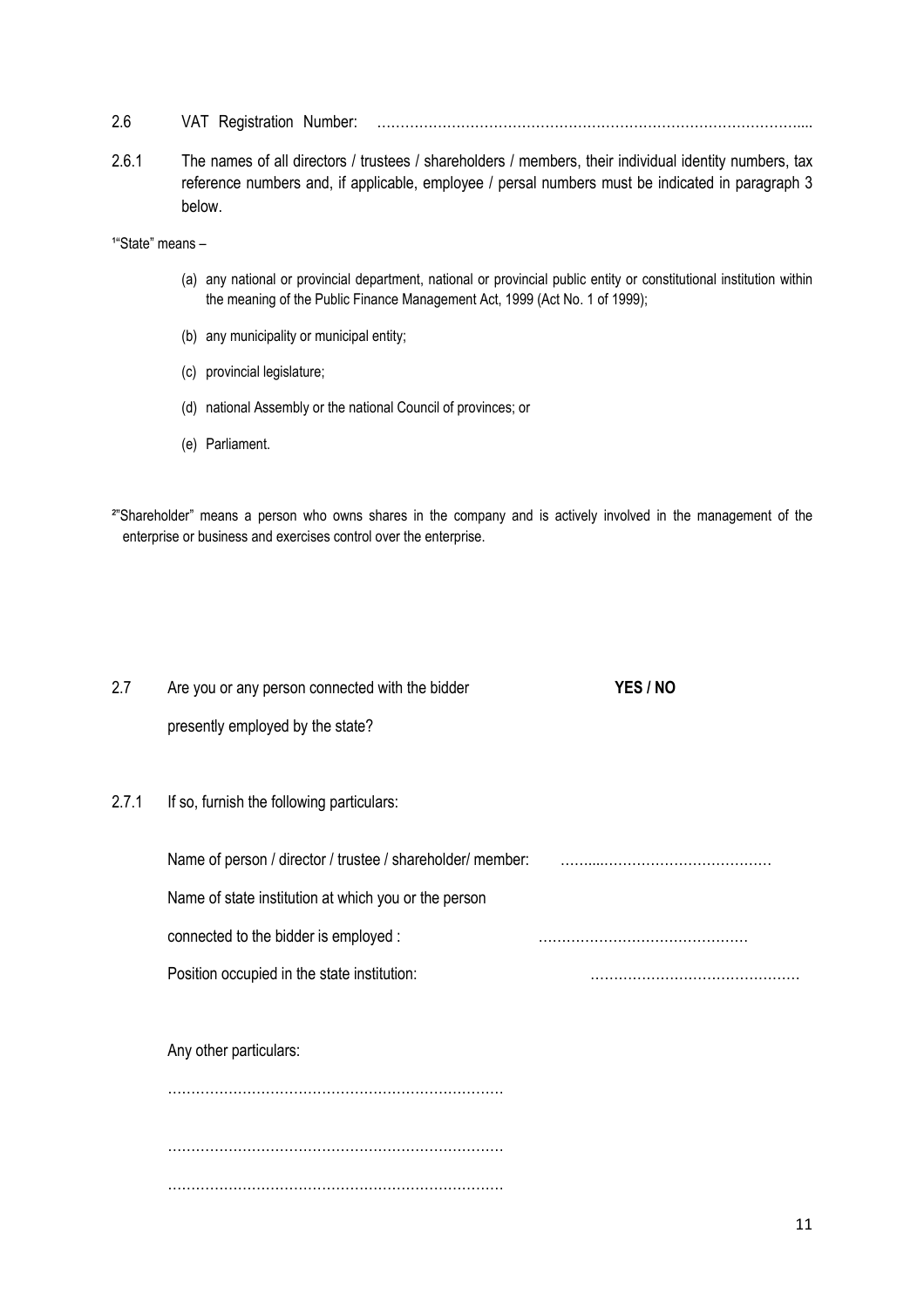2.6 VAT Registration Number: ……………………………………………………………………………….....

2.6.1 The names of all directors / trustees / shareholders / members, their individual identity numbers, tax reference numbers and, if applicable, employee / persal numbers must be indicated in paragraph 3 below.

[1]"State" means –

(a) any national or provincial department, national or provincial public entity or constitutional institution within the meaning of the Public Finance Management Act, 1999 (Act No. 1 of 1999);

(b) any municipality or municipal entity;

(c) provincial legislature;

(d) national Assembly or the national Council of provinces; or

(e) Parliament.

[2]"Shareholder" means a person who owns shares in the company and is actively involved in the management of the enterprise or business and exercises control over the enterprise.

2.7 Are you or any person connected with the bidder presently employed by the state? **YES / NO**

2.7.1 If so, furnish the following particulars:

Name of person / director / trustee / shareholder/ member: ……....………………………………

Name of state institution at which you or the person connected to the bidder is employed : ………………………………………

Position occupied in the state institution: ………………………………………

Any other particulars:

………………………………………………………………

………………………………………………………………

………………………………………………………………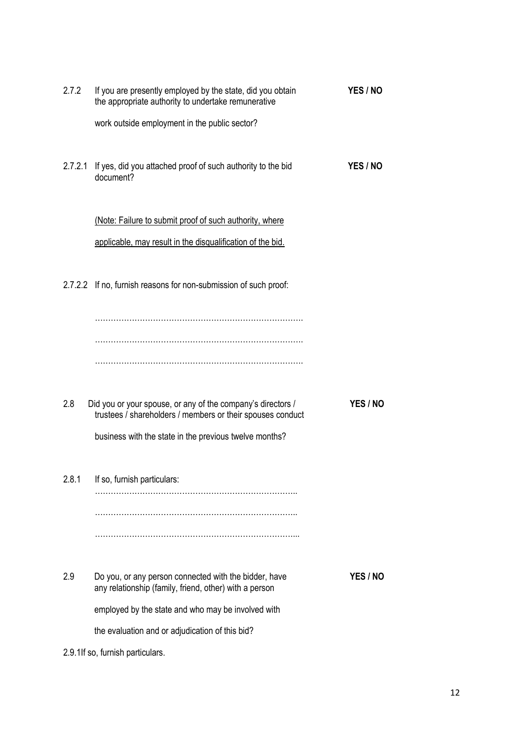2.7.2 If you are presently employed by the state, did you obtain the appropriate authority to undertake remunerative work outside employment in the public sector? **YES / NO**

2.7.2.1 If yes, did you attached proof of such authority to the bid document? **YES / NO**

<u>(Note: Failure to submit proof of such authority, where applicable, may result in the disqualification of the bid.</u>

2.7.2.2 If no, furnish reasons for non-submission of such proof:

…………………………………………………………………….

…………………………………………………………………….

…………………………………………………………………….

2.8 Did you or your spouse, or any of the company's directors / trustees / shareholders / members or their spouses conduct business with the state in the previous twelve months? **YES / NO**

2.8.1 If so, furnish particulars:

…………………………………………………………………..

…………………………………………………………………..

…………………………………………………………………...

2.9 Do you, or any person connected with the bidder, have any relationship (family, friend, other) with a person employed by the state and who may be involved with the evaluation and or adjudication of this bid? **YES / NO**

2.9.1If so, furnish particulars.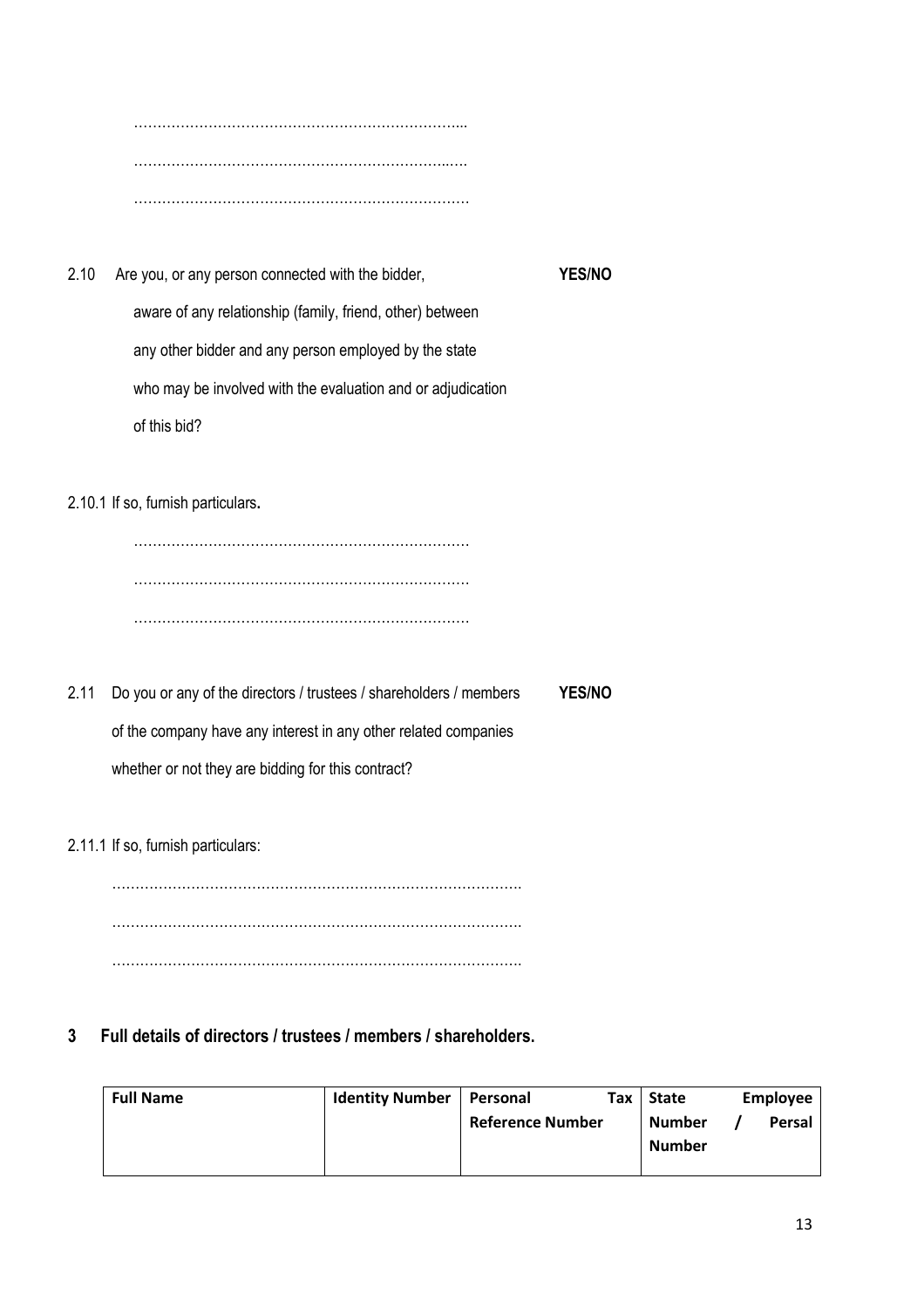……………………………………………………………...

…………………………………………………………..…

………………………………………………………………

2.10 Are you, or any person connected with the bidder, aware of any relationship (family, friend, other) between any other bidder and any person employed by the state who may be involved with the evaluation and or adjudication of this bid? **YES/NO**

2.10.1 If so, furnish particulars**.**

………………………………………………………………

………………………………………………………………

………………………………………………………………

2.11 Do you or any of the directors / trustees / shareholders / members of the company have any interest in any other related companies whether or not they are bidding for this contract? **YES/NO**

2.11.1 If so, furnish particulars:

…………………………………………………………………………….

…………………………………………………………………………….

…………………………………………………………………………….

## 3 Full details of directors / trustees / members / shareholders.

| **Full Name** | **Identity Number** | **Personal Tax Reference Number** | **State Employee Number / Persal Number** |
|---|---|---|---|
| | | | |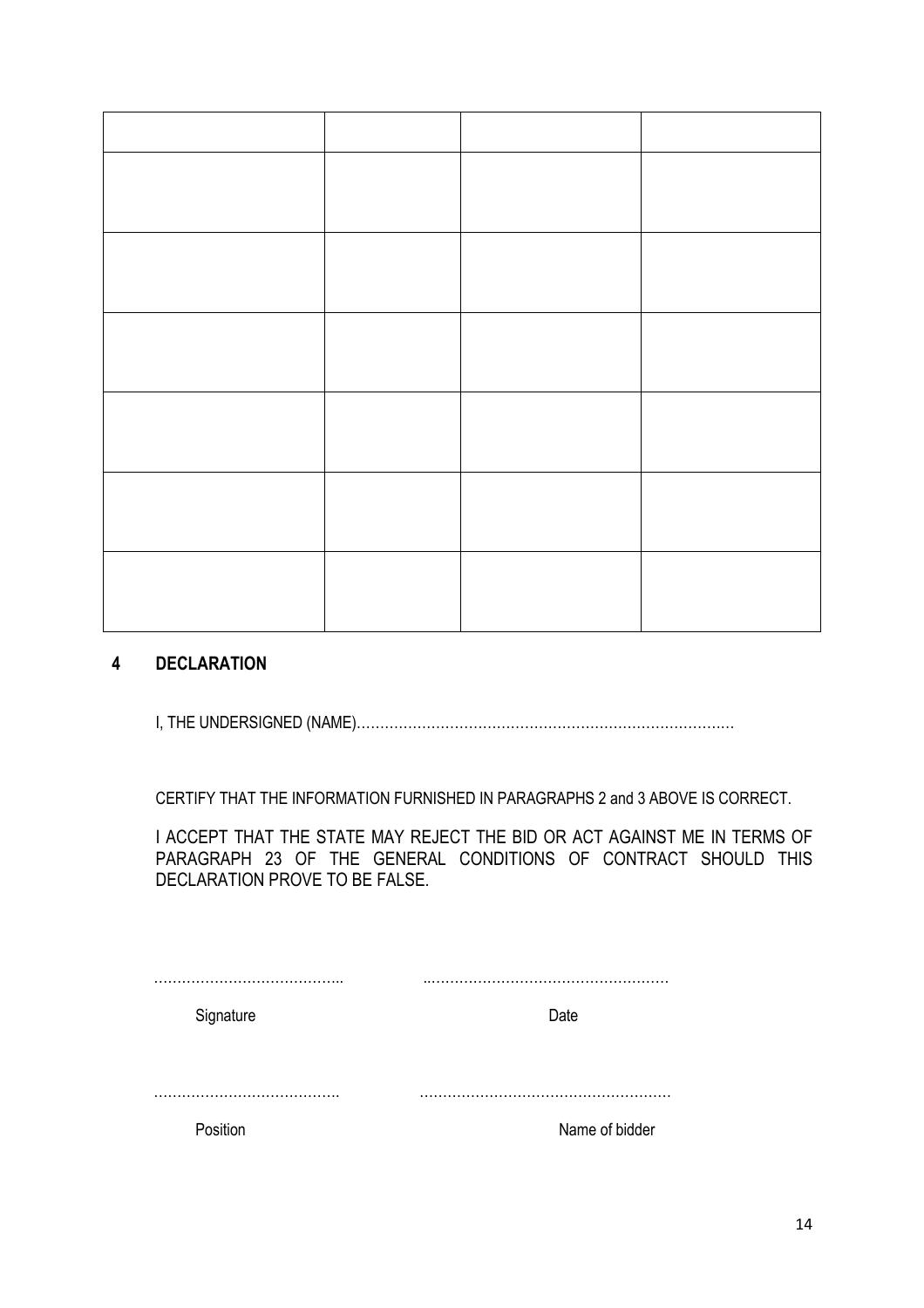| | | | |
|---|---|---|---|
| | | | |
| | | | |
| | | | |
| | | | |
| | | | |
| | | | |

## 4 DECLARATION

I, THE UNDERSIGNED (NAME)………………………………………………………………………

CERTIFY THAT THE INFORMATION FURNISHED IN PARAGRAPHS 2 and 3 ABOVE IS CORRECT.

I ACCEPT THAT THE STATE MAY REJECT THE BID OR ACT AGAINST ME IN TERMS OF PARAGRAPH 23 OF THE GENERAL CONDITIONS OF CONTRACT SHOULD THIS DECLARATION PROVE TO BE FALSE.

…………………………………..          ..……………………………………………

Signature          Date

………………………………….          ………………………………………………

Position          Name of bidder